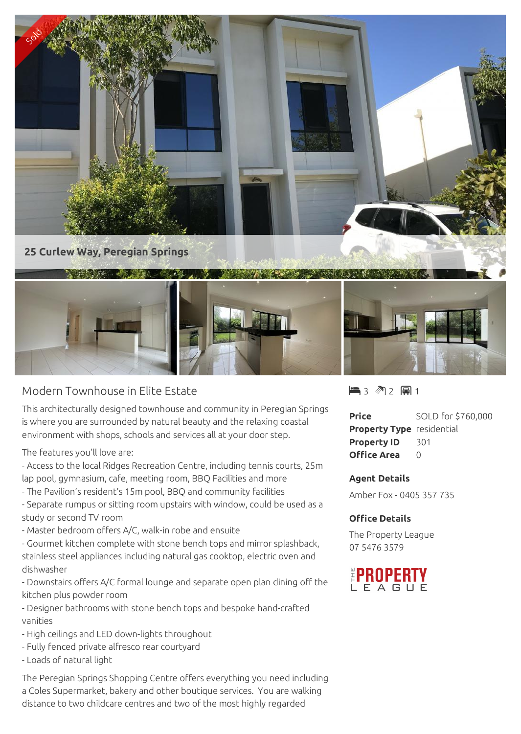Sold

**25 Curlew Way, Peregian Springs**

## Modern Townhouse in Elite Estate

3 2 1

This architecturally designed townhouse and community in Peregian Springs is where you are surrounded by natural beauty and the relaxing coastal environment with shops, schools and services all at your door step.

The features you'll love are:

- Access to the local Ridges Recreation Centre, including tennis courts, 25m lap pool, gymnasium, cafe, meeting room, BBQ Facilities and more
- The Pavilion's resident's 15m pool, BBQ and community facilities
- Separate rumpus or sitting room upstairs with window, could be used as a study or second TV room
- Master bedroom offers A/C, walk-in robe and ensuite
- Gourmet kitchen complete with stone bench tops and mirror splashback, stainless steel appliances including natural gas cooktop, electric oven and dishwasher
- Downstairs offers A/C formal lounge and separate open plan dining off the kitchen plus powder room
- Designer bathrooms with stone bench tops and bespoke hand-crafted vanities
- High ceilings and LED down-lights throughout
- Fully fenced private alfresco rear courtyard
- Loads of natural light

The Peregian Springs Shopping Centre offers everything you need including a Coles Supermarket, bakery and other boutique services. You are walking distance to two childcare centres and two of the most highly regarded

| | |
|---|---|
| **Price** | SOLD for $760,000 |
| **Property Type** | residential |
| **Property ID** | 301 |
| **Office Area** | 0 |

**Agent Details**

Amber Fox - 0405 357 735

**Office Details**

The Property League
07 5476 3579

THE PROPERTY LEAGUE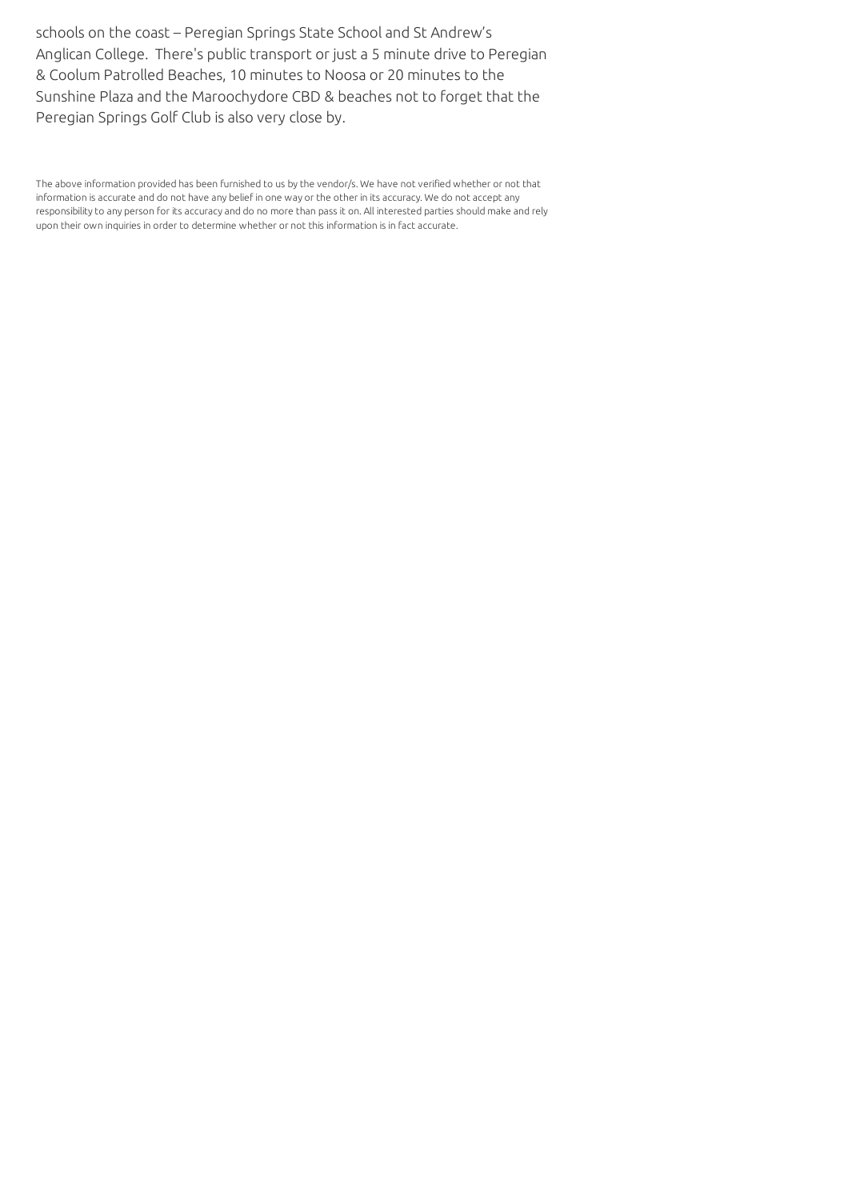schools on the coast – Peregian Springs State School and St Andrew's Anglican College. There's public transport or just a 5 minute drive to Peregian & Coolum Patrolled Beaches, 10 minutes to Noosa or 20 minutes to the Sunshine Plaza and the Maroochydore CBD & beaches not to forget that the Peregian Springs Golf Club is also very close by.

The above information provided has been furnished to us by the vendor/s. We have not verified whether or not that information is accurate and do not have any belief in one way or the other in its accuracy. We do not accept any responsibility to any person for its accuracy and do no more than pass it on. All interested parties should make and rely upon their own inquiries in order to determine whether or not this information is in fact accurate.